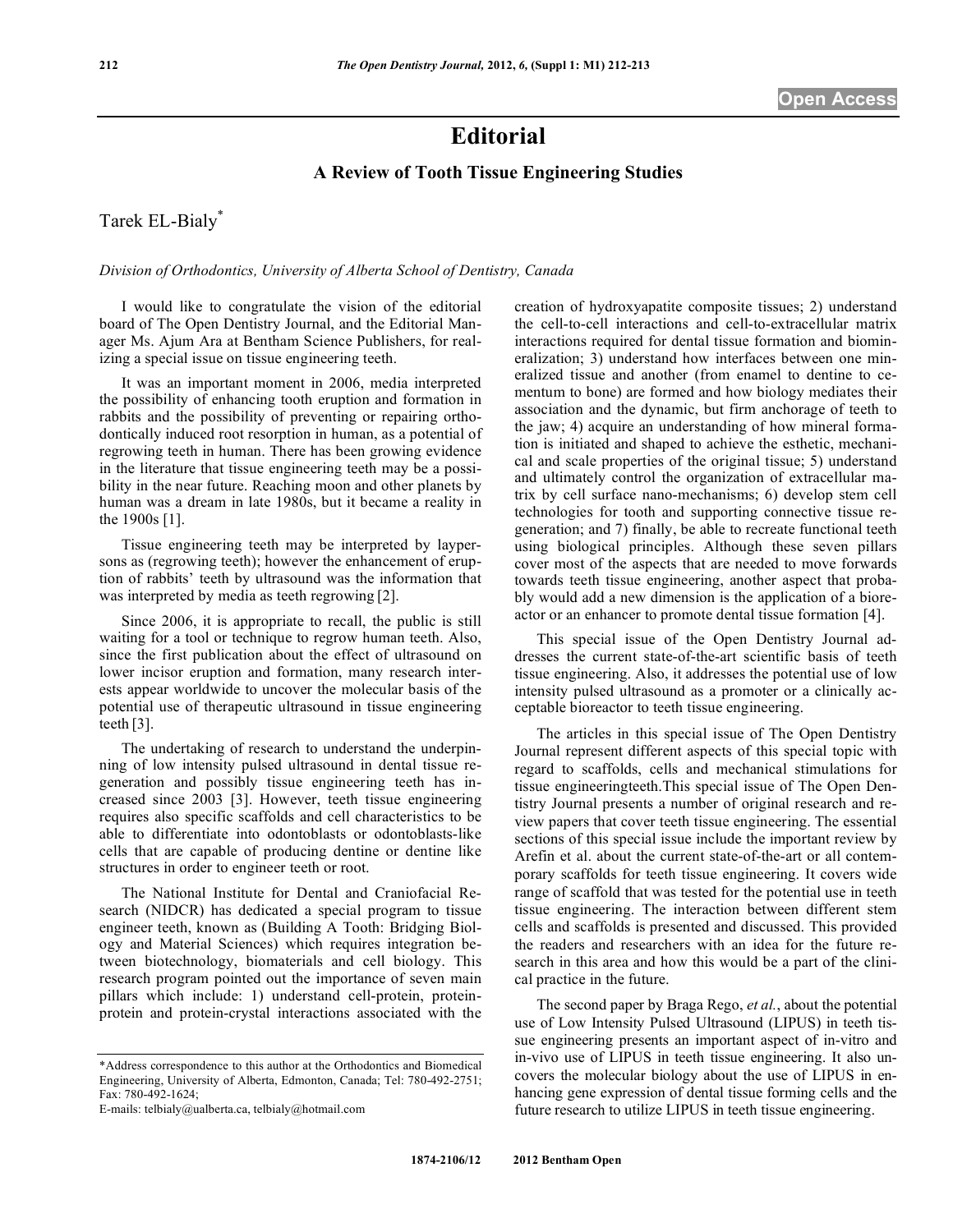# Editorial

## A Review of Tooth Tissue Engineering Studies

Tarek EL-Bialy*

*Division of Orthodontics, University of Alberta School of Dentistry, Canada*

I would like to congratulate the vision of the editorial board of The Open Dentistry Journal, and the Editorial Manager Ms. Ajum Ara at Bentham Science Publishers, for realizing a special issue on tissue engineering teeth.

It was an important moment in 2006, media interpreted the possibility of enhancing tooth eruption and formation in rabbits and the possibility of preventing or repairing orthodontically induced root resorption in human, as a potential of regrowing teeth in human. There has been growing evidence in the literature that tissue engineering teeth may be a possibility in the near future. Reaching moon and other planets by human was a dream in late 1980s, but it became a reality in the 1900s [1].

Tissue engineering teeth may be interpreted by laypersons as (regrowing teeth); however the enhancement of eruption of rabbits' teeth by ultrasound was the information that was interpreted by media as teeth regrowing [2].

Since 2006, it is appropriate to recall, the public is still waiting for a tool or technique to regrow human teeth. Also, since the first publication about the effect of ultrasound on lower incisor eruption and formation, many research interests appear worldwide to uncover the molecular basis of the potential use of therapeutic ultrasound in tissue engineering teeth [3].

The undertaking of research to understand the underpinning of low intensity pulsed ultrasound in dental tissue regeneration and possibly tissue engineering teeth has increased since 2003 [3]. However, teeth tissue engineering requires also specific scaffolds and cell characteristics to be able to differentiate into odontoblasts or odontoblasts-like cells that are capable of producing dentine or dentine like structures in order to engineer teeth or root.

The National Institute for Dental and Craniofacial Research (NIDCR) has dedicated a special program to tissue engineer teeth, known as (Building A Tooth: Bridging Biology and Material Sciences) which requires integration between biotechnology, biomaterials and cell biology. This research program pointed out the importance of seven main pillars which include: 1) understand cell-protein, protein-protein and protein-crystal interactions associated with the creation of hydroxyapatite composite tissues; 2) understand the cell-to-cell interactions and cell-to-extracellular matrix interactions required for dental tissue formation and biomineralization; 3) understand how interfaces between one mineralized tissue and another (from enamel to dentine to cementum to bone) are formed and how biology mediates their association and the dynamic, but firm anchorage of teeth to the jaw; 4) acquire an understanding of how mineral formation is initiated and shaped to achieve the esthetic, mechanical and scale properties of the original tissue; 5) understand and ultimately control the organization of extracellular matrix by cell surface nano-mechanisms; 6) develop stem cell technologies for tooth and supporting connective tissue regeneration; and 7) finally, be able to recreate functional teeth using biological principles. Although these seven pillars cover most of the aspects that are needed to move forwards towards teeth tissue engineering, another aspect that probably would add a new dimension is the application of a bioreactor or an enhancer to promote dental tissue formation [4].

This special issue of the Open Dentistry Journal addresses the current state-of-the-art scientific basis of teeth tissue engineering. Also, it addresses the potential use of low intensity pulsed ultrasound as a promoter or a clinically acceptable bioreactor to teeth tissue engineering.

The articles in this special issue of The Open Dentistry Journal represent different aspects of this special topic with regard to scaffolds, cells and mechanical stimulations for tissue engineeringteeth.This special issue of The Open Dentistry Journal presents a number of original research and review papers that cover teeth tissue engineering. The essential sections of this special issue include the important review by Arefin et al. about the current state-of-the-art or all contemporary scaffolds for teeth tissue engineering. It covers wide range of scaffold that was tested for the potential use in teeth tissue engineering. The interaction between different stem cells and scaffolds is presented and discussed. This provided the readers and researchers with an idea for the future research in this area and how this would be a part of the clinical practice in the future.

The second paper by Braga Rego, *et al.*, about the potential use of Low Intensity Pulsed Ultrasound (LIPUS) in teeth tissue engineering presents an important aspect of in-vitro and in-vivo use of LIPUS in teeth tissue engineering. It also uncovers the molecular biology about the use of LIPUS in enhancing gene expression of dental tissue forming cells and the future research to utilize LIPUS in teeth tissue engineering.

---

*Address correspondence to this author at the Orthodontics and Biomedical Engineering, University of Alberta, Edmonton, Canada; Tel: 780-492-2751; Fax: 780-492-1624;
E-mails: telbialy@ualberta.ca, telbialy@hotmail.com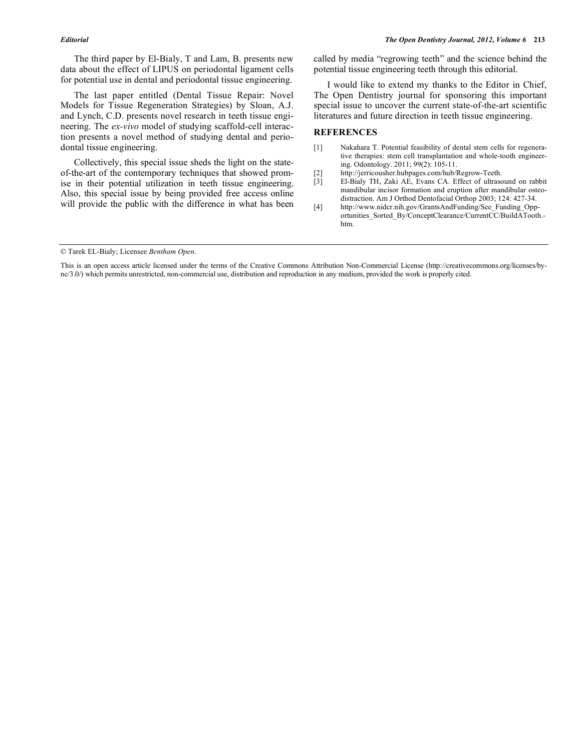The third paper by El-Bialy, T and Lam, B. presents new data about the effect of LIPUS on periodontal ligament cells for potential use in dental and periodontal tissue engineering.

The last paper entitled (Dental Tissue Repair: Novel Models for Tissue Regeneration Strategies) by Sloan, A.J. and Lynch, C.D. presents novel research in teeth tissue engineering. The *ex-vivo* model of studying scaffold-cell interaction presents a novel method of studying dental and periodontal tissue engineering.

Collectively, this special issue sheds the light on the state-of-the-art of the contemporary techniques that showed promise in their potential utilization in teeth tissue engineering. Also, this special issue by being provided free access online will provide the public with the difference in what has been called by media "regrowing teeth" and the science behind the potential tissue engineering teeth through this editorial.

I would like to extend my thanks to the Editor in Chief, The Open Dentistry journal for sponsoring this important special issue to uncover the current state-of-the-art scientific literatures and future direction in teeth tissue engineering.

## REFERENCES

[1] Nakahara T. Potential feasibility of dental stem cells for regenerative therapies: stem cell transplantation and whole-tooth engineering. Odontology. 2011; 99(2): 105-11.

[2] http://jerricousher.hubpages.com/hub/Regrow-Teeth.

[3] El-Bialy TH, Zaki AE, Evans CA. Effect of ultrasound on rabbit mandibular incisor formation and eruption after mandibular osteodistraction. Am J Orthod Dentofacial Orthop 2003; 124: 427-34.

[4] http://www.nidcr.nih.gov/GrantsAndFunding/See_Funding_Opportunities_Sorted_By/ConceptClearance/CurrentCC/BuildATooth.htm.

---

© Tarek EL-Bialy; Licensee *Bentham Open*.

This is an open access article licensed under the terms of the Creative Commons Attribution Non-Commercial License (http://creativecommons.org/licenses/by-nc/3.0/) which permits unrestricted, non-commercial use, distribution and reproduction in any medium, provided the work is properly cited.